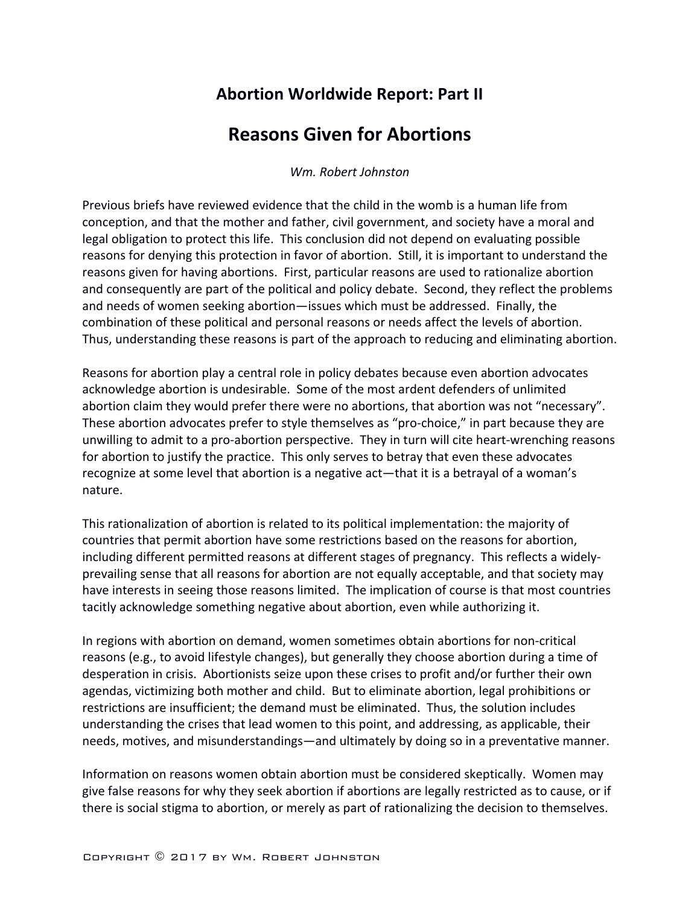## Abortion Worldwide Report: Part II

# Reasons Given for Abortions

*Wm. Robert Johnston*

Previous briefs have reviewed evidence that the child in the womb is a human life from conception, and that the mother and father, civil government, and society have a moral and legal obligation to protect this life. This conclusion did not depend on evaluating possible reasons for denying this protection in favor of abortion. Still, it is important to understand the reasons given for having abortions. First, particular reasons are used to rationalize abortion and consequently are part of the political and policy debate. Second, they reflect the problems and needs of women seeking abortion—issues which must be addressed. Finally, the combination of these political and personal reasons or needs affect the levels of abortion. Thus, understanding these reasons is part of the approach to reducing and eliminating abortion.

Reasons for abortion play a central role in policy debates because even abortion advocates acknowledge abortion is undesirable. Some of the most ardent defenders of unlimited abortion claim they would prefer there were no abortions, that abortion was not "necessary". These abortion advocates prefer to style themselves as "pro-choice," in part because they are unwilling to admit to a pro-abortion perspective. They in turn will cite heart-wrenching reasons for abortion to justify the practice. This only serves to betray that even these advocates recognize at some level that abortion is a negative act—that it is a betrayal of a woman's nature.

This rationalization of abortion is related to its political implementation: the majority of countries that permit abortion have some restrictions based on the reasons for abortion, including different permitted reasons at different stages of pregnancy. This reflects a widely-prevailing sense that all reasons for abortion are not equally acceptable, and that society may have interests in seeing those reasons limited. The implication of course is that most countries tacitly acknowledge something negative about abortion, even while authorizing it.

In regions with abortion on demand, women sometimes obtain abortions for non-critical reasons (e.g., to avoid lifestyle changes), but generally they choose abortion during a time of desperation in crisis. Abortionists seize upon these crises to profit and/or further their own agendas, victimizing both mother and child. But to eliminate abortion, legal prohibitions or restrictions are insufficient; the demand must be eliminated. Thus, the solution includes understanding the crises that lead women to this point, and addressing, as applicable, their needs, motives, and misunderstandings—and ultimately by doing so in a preventative manner.

Information on reasons women obtain abortion must be considered skeptically. Women may give false reasons for why they seek abortion if abortions are legally restricted as to cause, or if there is social stigma to abortion, or merely as part of rationalizing the decision to themselves.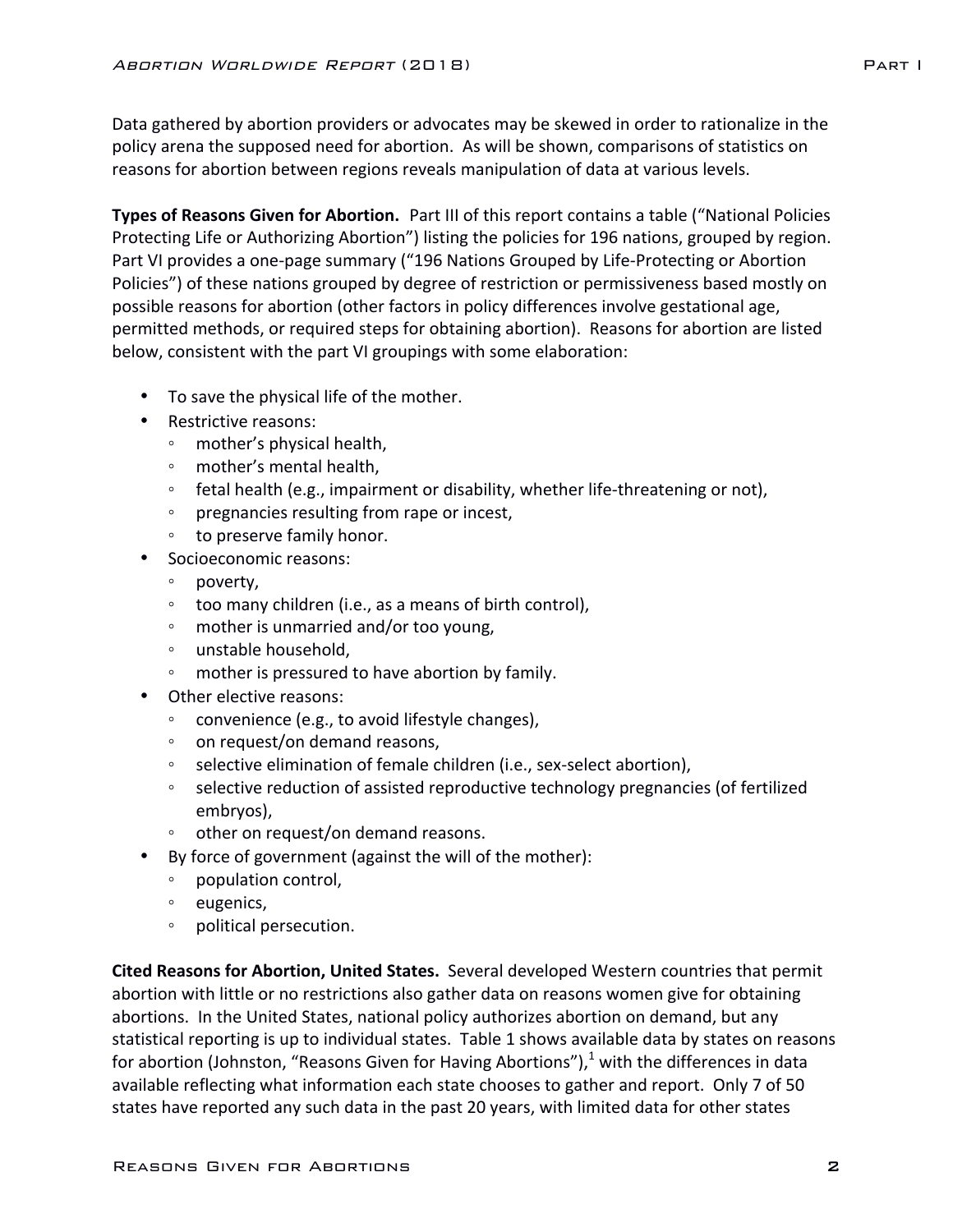Data gathered by abortion providers or advocates may be skewed in order to rationalize in the policy arena the supposed need for abortion. As will be shown, comparisons of statistics on reasons for abortion between regions reveals manipulation of data at various levels.

**Types of Reasons Given for Abortion.** Part III of this report contains a table ("National Policies Protecting Life or Authorizing Abortion") listing the policies for 196 nations, grouped by region. Part VI provides a one-page summary ("196 Nations Grouped by Life-Protecting or Abortion Policies") of these nations grouped by degree of restriction or permissiveness based mostly on possible reasons for abortion (other factors in policy differences involve gestational age, permitted methods, or required steps for obtaining abortion). Reasons for abortion are listed below, consistent with the part VI groupings with some elaboration:

- To save the physical life of the mother.
- Restrictive reasons:
    - mother's physical health,
    - mother's mental health,
    - fetal health (e.g., impairment or disability, whether life-threatening or not),
    - pregnancies resulting from rape or incest,
    - to preserve family honor.
- Socioeconomic reasons:
    - poverty,
    - too many children (i.e., as a means of birth control),
    - mother is unmarried and/or too young,
    - unstable household,
    - mother is pressured to have abortion by family.
- Other elective reasons:
    - convenience (e.g., to avoid lifestyle changes),
    - on request/on demand reasons,
    - selective elimination of female children (i.e., sex-select abortion),
    - selective reduction of assisted reproductive technology pregnancies (of fertilized embryos),
    - other on request/on demand reasons.
- By force of government (against the will of the mother):
    - population control,
    - eugenics,
    - political persecution.

**Cited Reasons for Abortion, United States.** Several developed Western countries that permit abortion with little or no restrictions also gather data on reasons women give for obtaining abortions. In the United States, national policy authorizes abortion on demand, but any statistical reporting is up to individual states. Table 1 shows available data by states on reasons for abortion (Johnston, "Reasons Given for Having Abortions"),[1] with the differences in data available reflecting what information each state chooses to gather and report. Only 7 of 50 states have reported any such data in the past 20 years, with limited data for other states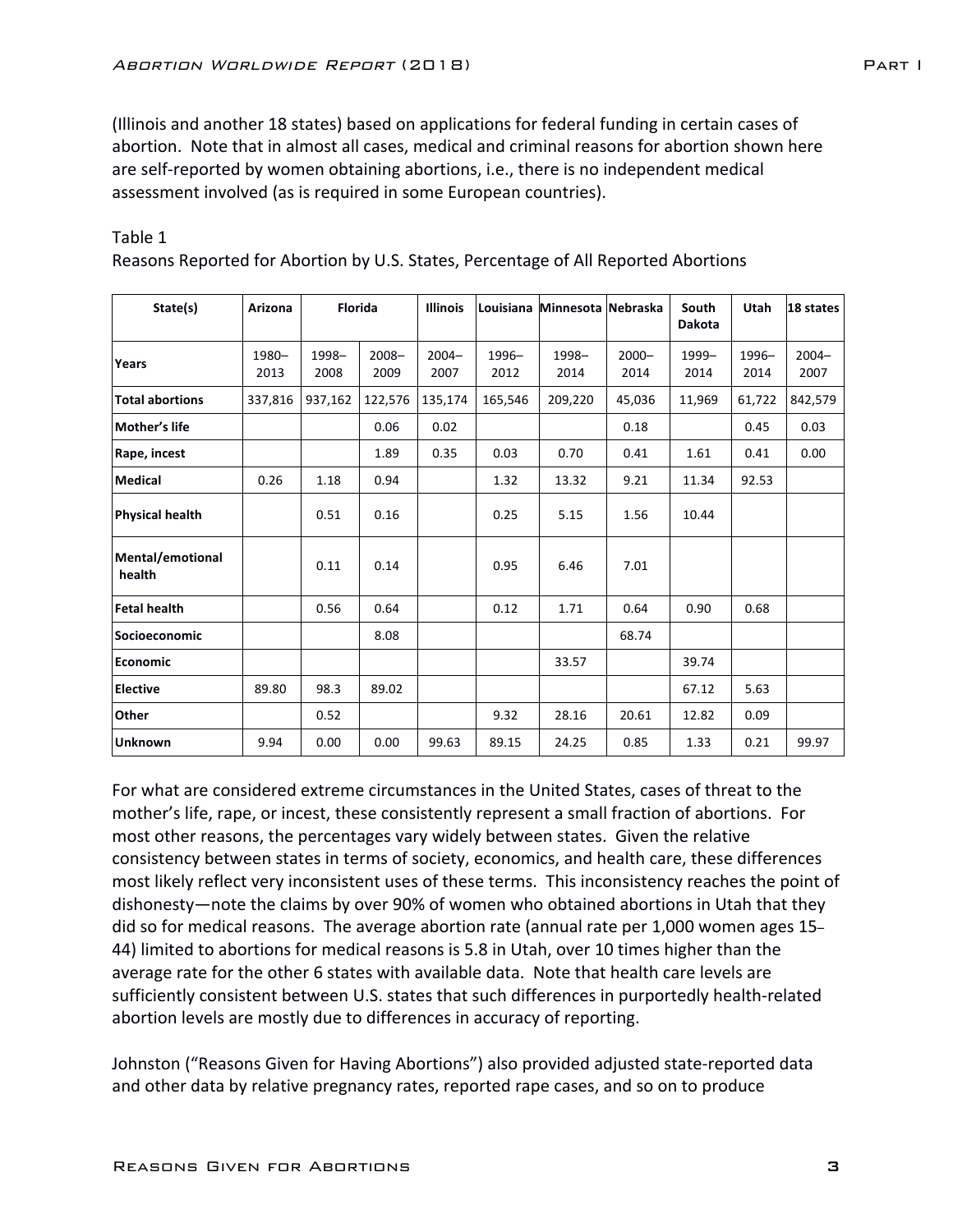(Illinois and another 18 states) based on applications for federal funding in certain cases of abortion. Note that in almost all cases, medical and criminal reasons for abortion shown here are self-reported by women obtaining abortions, i.e., there is no independent medical assessment involved (as is required in some European countries).

Table 1

Reasons Reported for Abortion by U.S. States, Percentage of All Reported Abortions

| State(s) | Arizona | Florida | | Illinois | Louisiana | Minnesota | Nebraska | South Dakota | Utah | 18 states |
|---|---|---|---|---|---|---|---|---|---|---|
| Years | 1980–2013 | 1998–2008 | 2008–2009 | 2004–2007 | 1996–2012 | 1998–2014 | 2000–2014 | 1999–2014 | 1996–2014 | 2004–2007 |
| Total abortions | 337,816 | 937,162 | 122,576 | 135,174 | 165,546 | 209,220 | 45,036 | 11,969 | 61,722 | 842,579 |
| Mother's life | | | 0.06 | 0.02 | | | 0.18 | | 0.45 | 0.03 |
| Rape, incest | | | 1.89 | 0.35 | 0.03 | 0.70 | 0.41 | 1.61 | 0.41 | 0.00 |
| Medical | 0.26 | 1.18 | 0.94 | | 1.32 | 13.32 | 9.21 | 11.34 | 92.53 | |
| Physical health | | 0.51 | 0.16 | | 0.25 | 5.15 | 1.56 | 10.44 | | |
| Mental/emotional health | | 0.11 | 0.14 | | 0.95 | 6.46 | 7.01 | | | |
| Fetal health | | 0.56 | 0.64 | | 0.12 | 1.71 | 0.64 | 0.90 | 0.68 | |
| Socioeconomic | | | 8.08 | | | | 68.74 | | | |
| Economic | | | | | | 33.57 | | 39.74 | | |
| Elective | 89.80 | 98.3 | 89.02 | | | | | 67.12 | 5.63 | |
| Other | | 0.52 | | | 9.32 | 28.16 | 20.61 | 12.82 | 0.09 | |
| Unknown | 9.94 | 0.00 | 0.00 | 99.63 | 89.15 | 24.25 | 0.85 | 1.33 | 0.21 | 99.97 |

For what are considered extreme circumstances in the United States, cases of threat to the mother's life, rape, or incest, these consistently represent a small fraction of abortions. For most other reasons, the percentages vary widely between states. Given the relative consistency between states in terms of society, economics, and health care, these differences most likely reflect very inconsistent uses of these terms. This inconsistency reaches the point of dishonesty—note the claims by over 90% of women who obtained abortions in Utah that they did so for medical reasons. The average abortion rate (annual rate per 1,000 women ages 15–44) limited to abortions for medical reasons is 5.8 in Utah, over 10 times higher than the average rate for the other 6 states with available data. Note that health care levels are sufficiently consistent between U.S. states that such differences in purportedly health-related abortion levels are mostly due to differences in accuracy of reporting.

Johnston ("Reasons Given for Having Abortions") also provided adjusted state-reported data and other data by relative pregnancy rates, reported rape cases, and so on to produce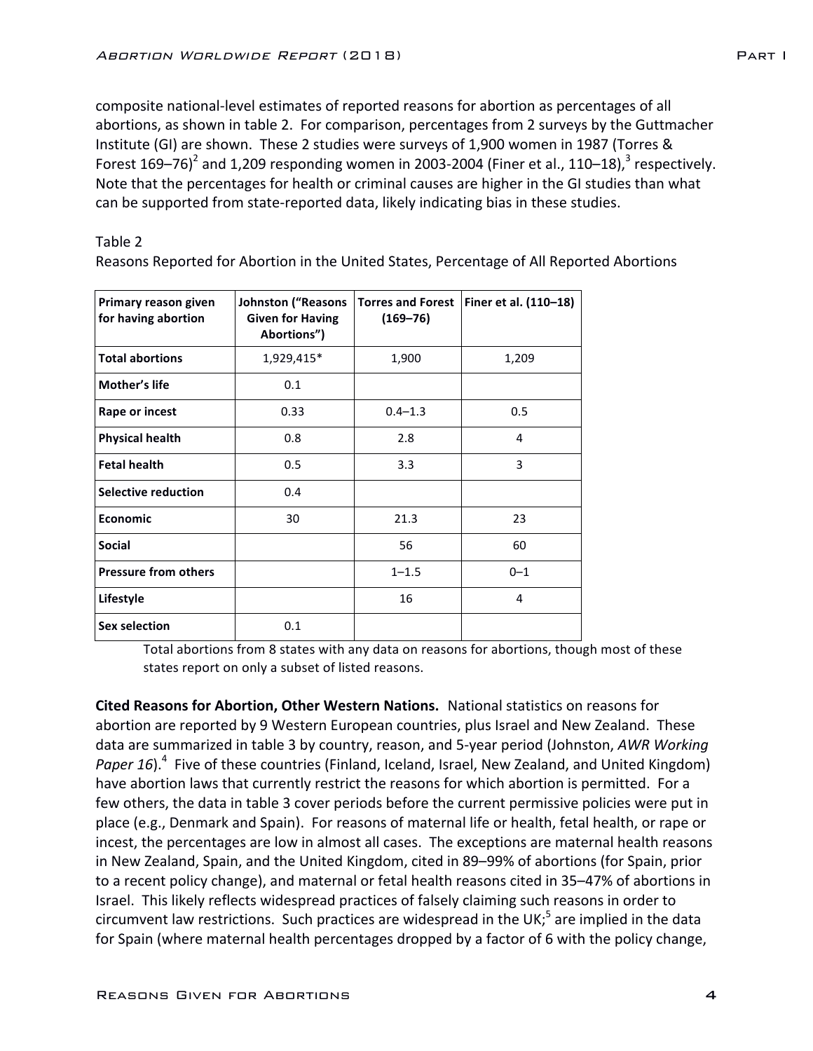composite national-level estimates of reported reasons for abortion as percentages of all abortions, as shown in table 2. For comparison, percentages from 2 surveys by the Guttmacher Institute (GI) are shown. These 2 studies were surveys of 1,900 women in 1987 (Torres & Forest 169–76)[2] and 1,209 responding women in 2003-2004 (Finer et al., 110–18),[3] respectively. Note that the percentages for health or criminal causes are higher in the GI studies than what can be supported from state-reported data, likely indicating bias in these studies.

Table 2

Reasons Reported for Abortion in the United States, Percentage of All Reported Abortions

| Primary reason given for having abortion | Johnston ("Reasons Given for Having Abortions") | Torres and Forest (169–76) | Finer et al. (110–18) |
|---|---|---|---|
| **Total abortions** | 1,929,415* | 1,900 | 1,209 |
| **Mother's life** | 0.1 | | |
| **Rape or incest** | 0.33 | 0.4–1.3 | 0.5 |
| **Physical health** | 0.8 | 2.8 | 4 |
| **Fetal health** | 0.5 | 3.3 | 3 |
| **Selective reduction** | 0.4 | | |
| **Economic** | 30 | 21.3 | 23 |
| **Social** | | 56 | 60 |
| **Pressure from others** | | 1–1.5 | 0–1 |
| **Lifestyle** | | 16 | 4 |
| **Sex selection** | 0.1 | | |

Total abortions from 8 states with any data on reasons for abortions, though most of these states report on only a subset of listed reasons.

**Cited Reasons for Abortion, Other Western Nations.** National statistics on reasons for abortion are reported by 9 Western European countries, plus Israel and New Zealand. These data are summarized in table 3 by country, reason, and 5-year period (Johnston, *AWR Working Paper 16*).[4] Five of these countries (Finland, Iceland, Israel, New Zealand, and United Kingdom) have abortion laws that currently restrict the reasons for which abortion is permitted. For a few others, the data in table 3 cover periods before the current permissive policies were put in place (e.g., Denmark and Spain). For reasons of maternal life or health, fetal health, or rape or incest, the percentages are low in almost all cases. The exceptions are maternal health reasons in New Zealand, Spain, and the United Kingdom, cited in 89–99% of abortions (for Spain, prior to a recent policy change), and maternal or fetal health reasons cited in 35–47% of abortions in Israel. This likely reflects widespread practices of falsely claiming such reasons in order to circumvent law restrictions. Such practices are widespread in the UK;[5] are implied in the data for Spain (where maternal health percentages dropped by a factor of 6 with the policy change,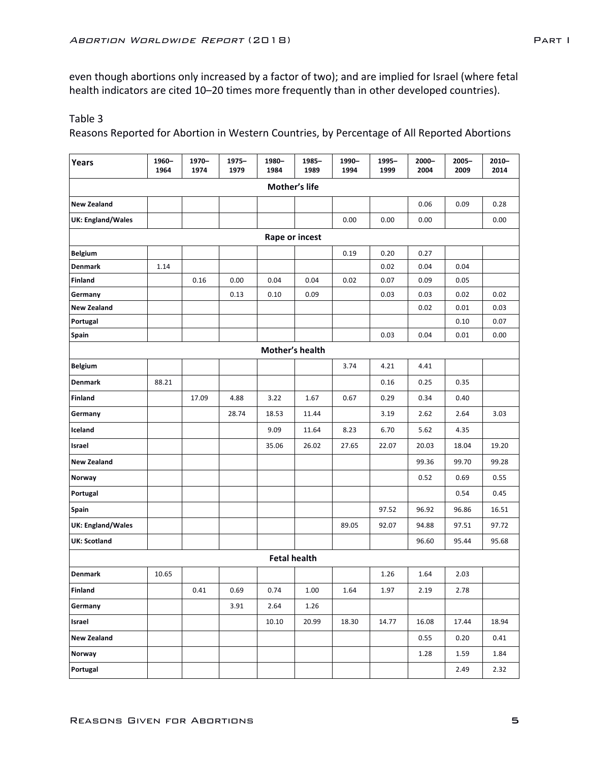even though abortions only increased by a factor of two); and are implied for Israel (where fetal health indicators are cited 10–20 times more frequently than in other developed countries).

Table 3

Reasons Reported for Abortion in Western Countries, by Percentage of All Reported Abortions

| Years | 1960–1964 | 1970–1974 | 1975–1979 | 1980–1984 | 1985–1989 | 1990–1994 | 1995–1999 | 2000–2004 | 2005–2009 | 2010–2014 |
|---|---|---|---|---|---|---|---|---|---|---|
| **Mother's life** | | | | | | | | | | |
| **New Zealand** | | | | | | | | 0.06 | 0.09 | 0.28 |
| **UK: England/Wales** | | | | | | 0.00 | 0.00 | 0.00 | | 0.00 |
| **Rape or incest** | | | | | | | | | | |
| **Belgium** | | | | | | 0.19 | 0.20 | 0.27 | | |
| **Denmark** | 1.14 | | | | | | 0.02 | 0.04 | 0.04 | |
| **Finland** | | 0.16 | 0.00 | 0.04 | 0.04 | 0.02 | 0.07 | 0.09 | 0.05 | |
| **Germany** | | | 0.13 | 0.10 | 0.09 | | 0.03 | 0.03 | 0.02 | 0.02 |
| **New Zealand** | | | | | | | | 0.02 | 0.01 | 0.03 |
| **Portugal** | | | | | | | | | 0.10 | 0.07 |
| **Spain** | | | | | | | 0.03 | 0.04 | 0.01 | 0.00 |
| **Mother's health** | | | | | | | | | | |
| **Belgium** | | | | | | 3.74 | 4.21 | 4.41 | | |
| **Denmark** | 88.21 | | | | | | 0.16 | 0.25 | 0.35 | |
| **Finland** | | 17.09 | 4.88 | 3.22 | 1.67 | 0.67 | 0.29 | 0.34 | 0.40 | |
| **Germany** | | | 28.74 | 18.53 | 11.44 | | 3.19 | 2.62 | 2.64 | 3.03 |
| **Iceland** | | | | 9.09 | 11.64 | 8.23 | 6.70 | 5.62 | 4.35 | |
| **Israel** | | | | 35.06 | 26.02 | 27.65 | 22.07 | 20.03 | 18.04 | 19.20 |
| **New Zealand** | | | | | | | | 99.36 | 99.70 | 99.28 |
| **Norway** | | | | | | | | 0.52 | 0.69 | 0.55 |
| **Portugal** | | | | | | | | | 0.54 | 0.45 |
| **Spain** | | | | | | | 97.52 | 96.92 | 96.86 | 16.51 |
| **UK: England/Wales** | | | | | | 89.05 | 92.07 | 94.88 | 97.51 | 97.72 |
| **UK: Scotland** | | | | | | | | 96.60 | 95.44 | 95.68 |
| **Fetal health** | | | | | | | | | | |
| **Denmark** | 10.65 | | | | | | 1.26 | 1.64 | 2.03 | |
| **Finland** | | 0.41 | 0.69 | 0.74 | 1.00 | 1.64 | 1.97 | 2.19 | 2.78 | |
| **Germany** | | | 3.91 | 2.64 | 1.26 | | | | | |
| **Israel** | | | | 10.10 | 20.99 | 18.30 | 14.77 | 16.08 | 17.44 | 18.94 |
| **New Zealand** | | | | | | | | 0.55 | 0.20 | 0.41 |
| **Norway** | | | | | | | | 1.28 | 1.59 | 1.84 |
| **Portugal** | | | | | | | | | 2.49 | 2.32 |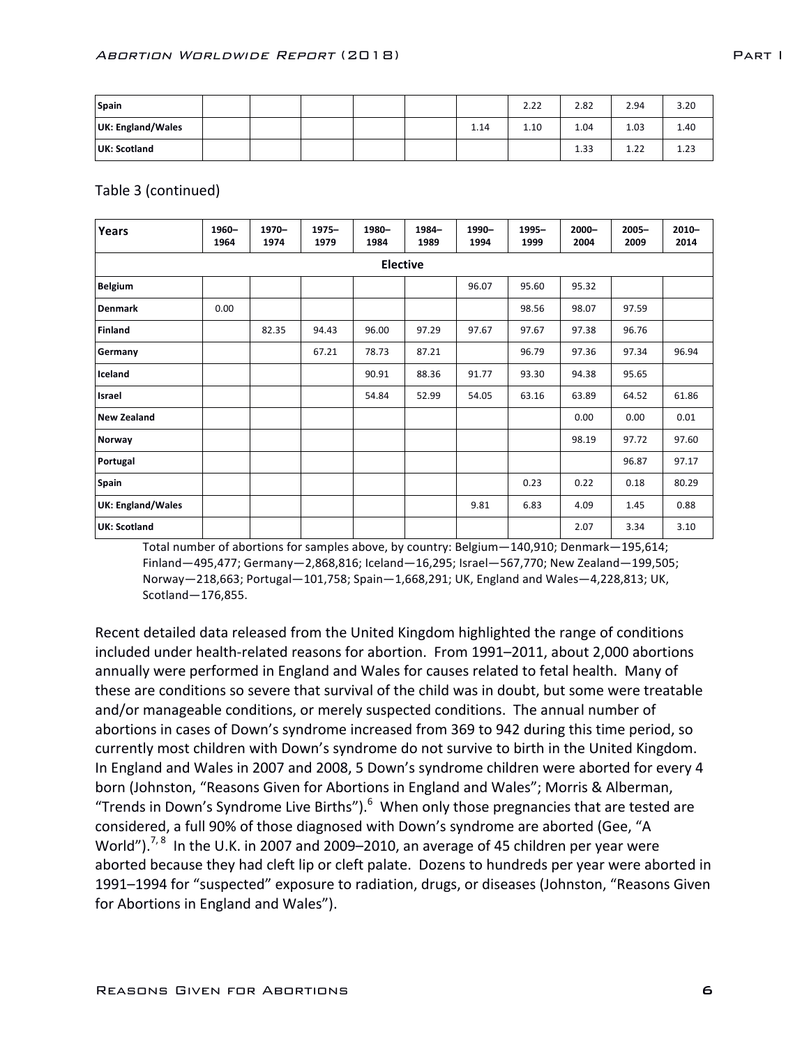| Spain | | | | | | | 2.22 | 2.82 | 2.94 | 3.20 |
|---|---|---|---|---|---|---|---|---|---|---|
| UK: England/Wales | | | | | | 1.14 | 1.10 | 1.04 | 1.03 | 1.40 |
| UK: Scotland | | | | | | | | 1.33 | 1.22 | 1.23 |

Table 3 (continued)

| Years | 1960–1964 | 1970–1974 | 1975–1979 | 1980–1984 | 1984–1989 | 1990–1994 | 1995–1999 | 2000–2004 | 2005–2009 | 2010–2014 |
|---|---|---|---|---|---|---|---|---|---|---|
| **Elective** | | | | | | | | | | |
| Belgium | | | | | | 96.07 | 95.60 | 95.32 | | |
| Denmark | 0.00 | | | | | | 98.56 | 98.07 | 97.59 | |
| Finland | | 82.35 | 94.43 | 96.00 | 97.29 | 97.67 | 97.67 | 97.38 | 96.76 | |
| Germany | | | 67.21 | 78.73 | 87.21 | | 96.79 | 97.36 | 97.34 | 96.94 |
| Iceland | | | | 90.91 | 88.36 | 91.77 | 93.30 | 94.38 | 95.65 | |
| Israel | | | | 54.84 | 52.99 | 54.05 | 63.16 | 63.89 | 64.52 | 61.86 |
| New Zealand | | | | | | | | 0.00 | 0.00 | 0.01 |
| Norway | | | | | | | | 98.19 | 97.72 | 97.60 |
| Portugal | | | | | | | | | 96.87 | 97.17 |
| Spain | | | | | | | 0.23 | 0.22 | 0.18 | 80.29 |
| UK: England/Wales | | | | | | 9.81 | 6.83 | 4.09 | 1.45 | 0.88 |
| UK: Scotland | | | | | | | | 2.07 | 3.34 | 3.10 |

Total number of abortions for samples above, by country: Belgium—140,910; Denmark—195,614; Finland—495,477; Germany—2,868,816; Iceland—16,295; Israel—567,770; New Zealand—199,505; Norway—218,663; Portugal—101,758; Spain—1,668,291; UK, England and Wales—4,228,813; UK, Scotland—176,855.

Recent detailed data released from the United Kingdom highlighted the range of conditions included under health-related reasons for abortion. From 1991–2011, about 2,000 abortions annually were performed in England and Wales for causes related to fetal health. Many of these are conditions so severe that survival of the child was in doubt, but some were treatable and/or manageable conditions, or merely suspected conditions. The annual number of abortions in cases of Down's syndrome increased from 369 to 942 during this time period, so currently most children with Down's syndrome do not survive to birth in the United Kingdom. In England and Wales in 2007 and 2008, 5 Down's syndrome children were aborted for every 4 born (Johnston, "Reasons Given for Abortions in England and Wales"; Morris & Alberman, "Trends in Down's Syndrome Live Births").[6] When only those pregnancies that are tested are considered, a full 90% of those diagnosed with Down's syndrome are aborted (Gee, "A World").[7, 8] In the U.K. in 2007 and 2009–2010, an average of 45 children per year were aborted because they had cleft lip or cleft palate. Dozens to hundreds per year were aborted in 1991–1994 for "suspected" exposure to radiation, drugs, or diseases (Johnston, "Reasons Given for Abortions in England and Wales").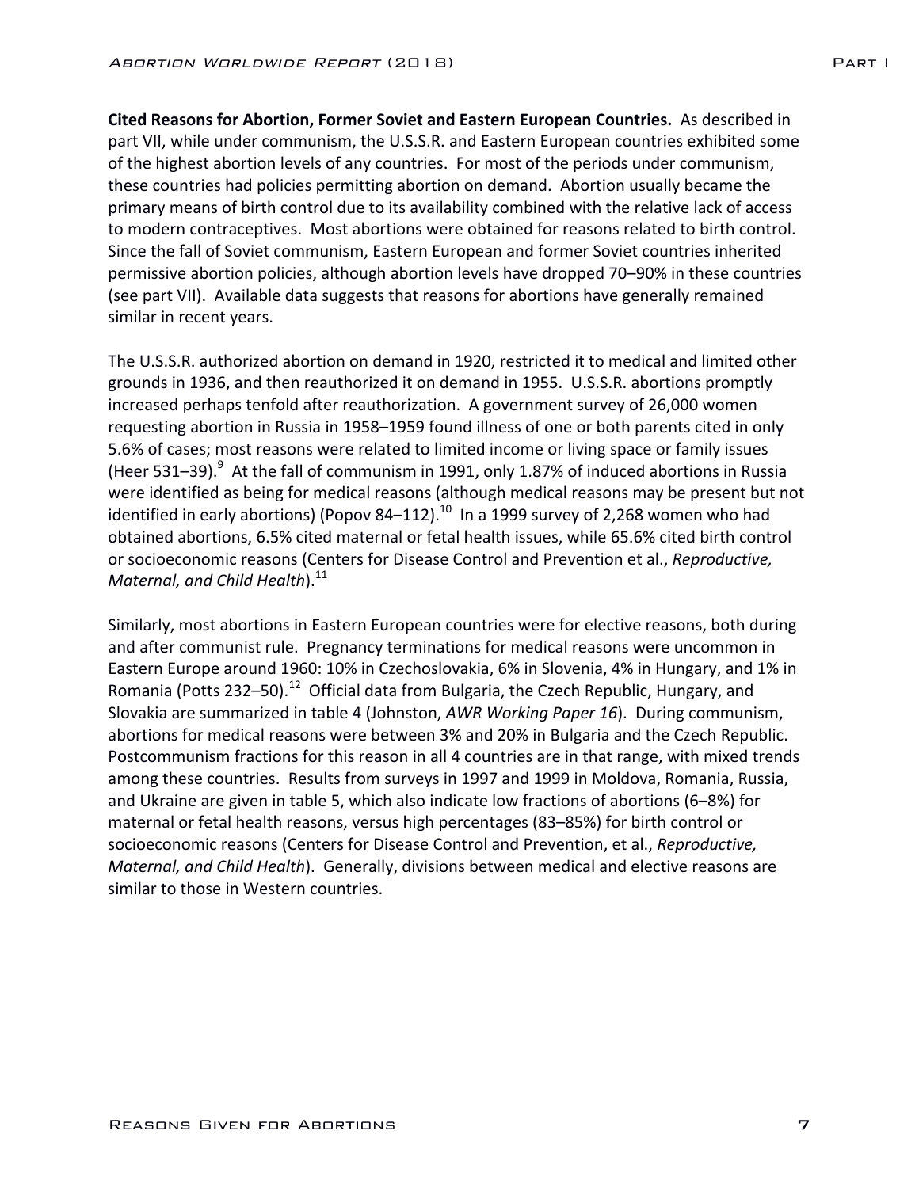**Cited Reasons for Abortion, Former Soviet and Eastern European Countries.** As described in part VII, while under communism, the U.S.S.R. and Eastern European countries exhibited some of the highest abortion levels of any countries. For most of the periods under communism, these countries had policies permitting abortion on demand. Abortion usually became the primary means of birth control due to its availability combined with the relative lack of access to modern contraceptives. Most abortions were obtained for reasons related to birth control. Since the fall of Soviet communism, Eastern European and former Soviet countries inherited permissive abortion policies, although abortion levels have dropped 70–90% in these countries (see part VII). Available data suggests that reasons for abortions have generally remained similar in recent years.

The U.S.S.R. authorized abortion on demand in 1920, restricted it to medical and limited other grounds in 1936, and then reauthorized it on demand in 1955. U.S.S.R. abortions promptly increased perhaps tenfold after reauthorization. A government survey of 26,000 women requesting abortion in Russia in 1958–1959 found illness of one or both parents cited in only 5.6% of cases; most reasons were related to limited income or living space or family issues (Heer 531–39).[9] At the fall of communism in 1991, only 1.87% of induced abortions in Russia were identified as being for medical reasons (although medical reasons may be present but not identified in early abortions) (Popov 84–112).[10] In a 1999 survey of 2,268 women who had obtained abortions, 6.5% cited maternal or fetal health issues, while 65.6% cited birth control or socioeconomic reasons (Centers for Disease Control and Prevention et al., *Reproductive, Maternal, and Child Health*).[11]

Similarly, most abortions in Eastern European countries were for elective reasons, both during and after communist rule. Pregnancy terminations for medical reasons were uncommon in Eastern Europe around 1960: 10% in Czechoslovakia, 6% in Slovenia, 4% in Hungary, and 1% in Romania (Potts 232–50).[12] Official data from Bulgaria, the Czech Republic, Hungary, and Slovakia are summarized in table 4 (Johnston, *AWR Working Paper 16*). During communism, abortions for medical reasons were between 3% and 20% in Bulgaria and the Czech Republic. Postcommunism fractions for this reason in all 4 countries are in that range, with mixed trends among these countries. Results from surveys in 1997 and 1999 in Moldova, Romania, Russia, and Ukraine are given in table 5, which also indicate low fractions of abortions (6–8%) for maternal or fetal health reasons, versus high percentages (83–85%) for birth control or socioeconomic reasons (Centers for Disease Control and Prevention, et al., *Reproductive, Maternal, and Child Health*). Generally, divisions between medical and elective reasons are similar to those in Western countries.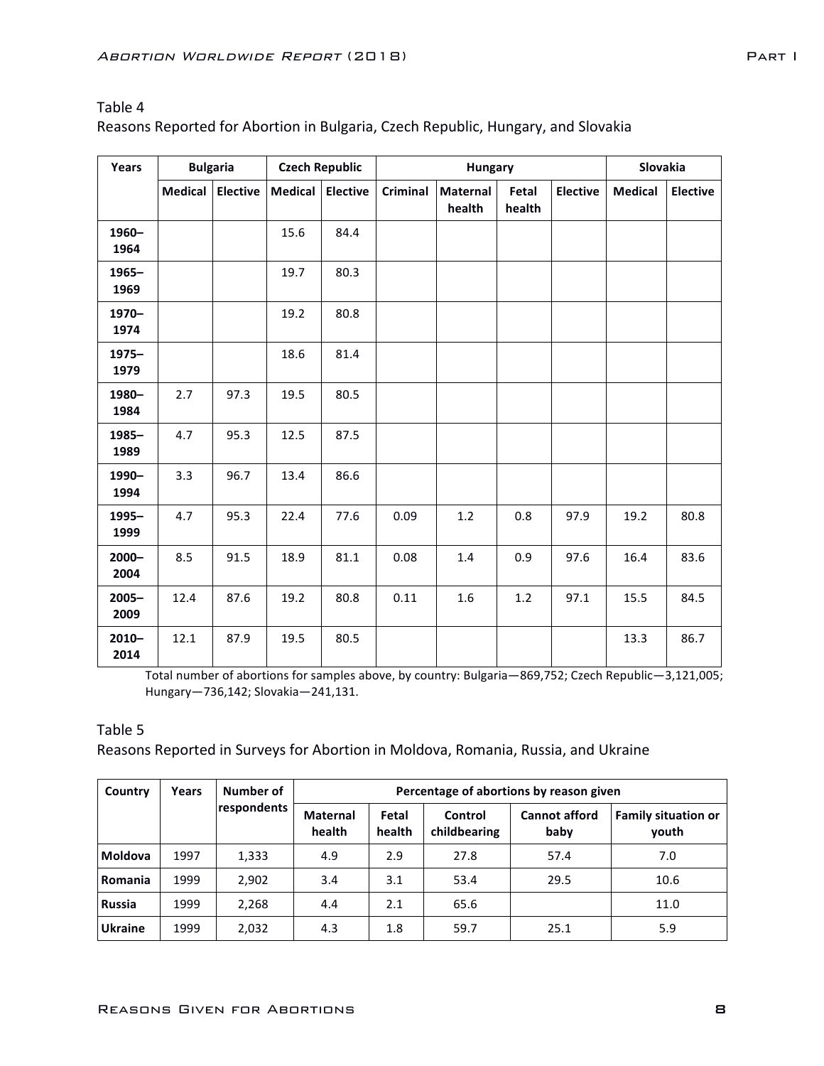Table 4

Reasons Reported for Abortion in Bulgaria, Czech Republic, Hungary, and Slovakia

| Years | Bulgaria | | Czech Republic | | Hungary | | | | Slovakia | |
|---|---|---|---|---|---|---|---|---|---|---|
| | Medical | Elective | Medical | Elective | Criminal | Maternal health | Fetal health | Elective | Medical | Elective |
| 1960–1964 | | | 15.6 | 84.4 | | | | | | |
| 1965–1969 | | | 19.7 | 80.3 | | | | | | |
| 1970–1974 | | | 19.2 | 80.8 | | | | | | |
| 1975–1979 | | | 18.6 | 81.4 | | | | | | |
| 1980–1984 | 2.7 | 97.3 | 19.5 | 80.5 | | | | | | |
| 1985–1989 | 4.7 | 95.3 | 12.5 | 87.5 | | | | | | |
| 1990–1994 | 3.3 | 96.7 | 13.4 | 86.6 | | | | | | |
| 1995–1999 | 4.7 | 95.3 | 22.4 | 77.6 | 0.09 | 1.2 | 0.8 | 97.9 | 19.2 | 80.8 |
| 2000–2004 | 8.5 | 91.5 | 18.9 | 81.1 | 0.08 | 1.4 | 0.9 | 97.6 | 16.4 | 83.6 |
| 2005–2009 | 12.4 | 87.6 | 19.2 | 80.8 | 0.11 | 1.6 | 1.2 | 97.1 | 15.5 | 84.5 |
| 2010–2014 | 12.1 | 87.9 | 19.5 | 80.5 | | | | | 13.3 | 86.7 |

Total number of abortions for samples above, by country: Bulgaria—869,752; Czech Republic—3,121,005; Hungary—736,142; Slovakia—241,131.

Table 5

Reasons Reported in Surveys for Abortion in Moldova, Romania, Russia, and Ukraine

| Country | Years | Number of respondents | Percentage of abortions by reason given | | | | |
|---|---|---|---|---|---|---|---|
| | | | Maternal health | Fetal health | Control childbearing | Cannot afford baby | Family situation or youth |
| Moldova | 1997 | 1,333 | 4.9 | 2.9 | 27.8 | 57.4 | 7.0 |
| Romania | 1999 | 2,902 | 3.4 | 3.1 | 53.4 | 29.5 | 10.6 |
| Russia | 1999 | 2,268 | 4.4 | 2.1 | 65.6 | | 11.0 |
| Ukraine | 1999 | 2,032 | 4.3 | 1.8 | 59.7 | 25.1 | 5.9 |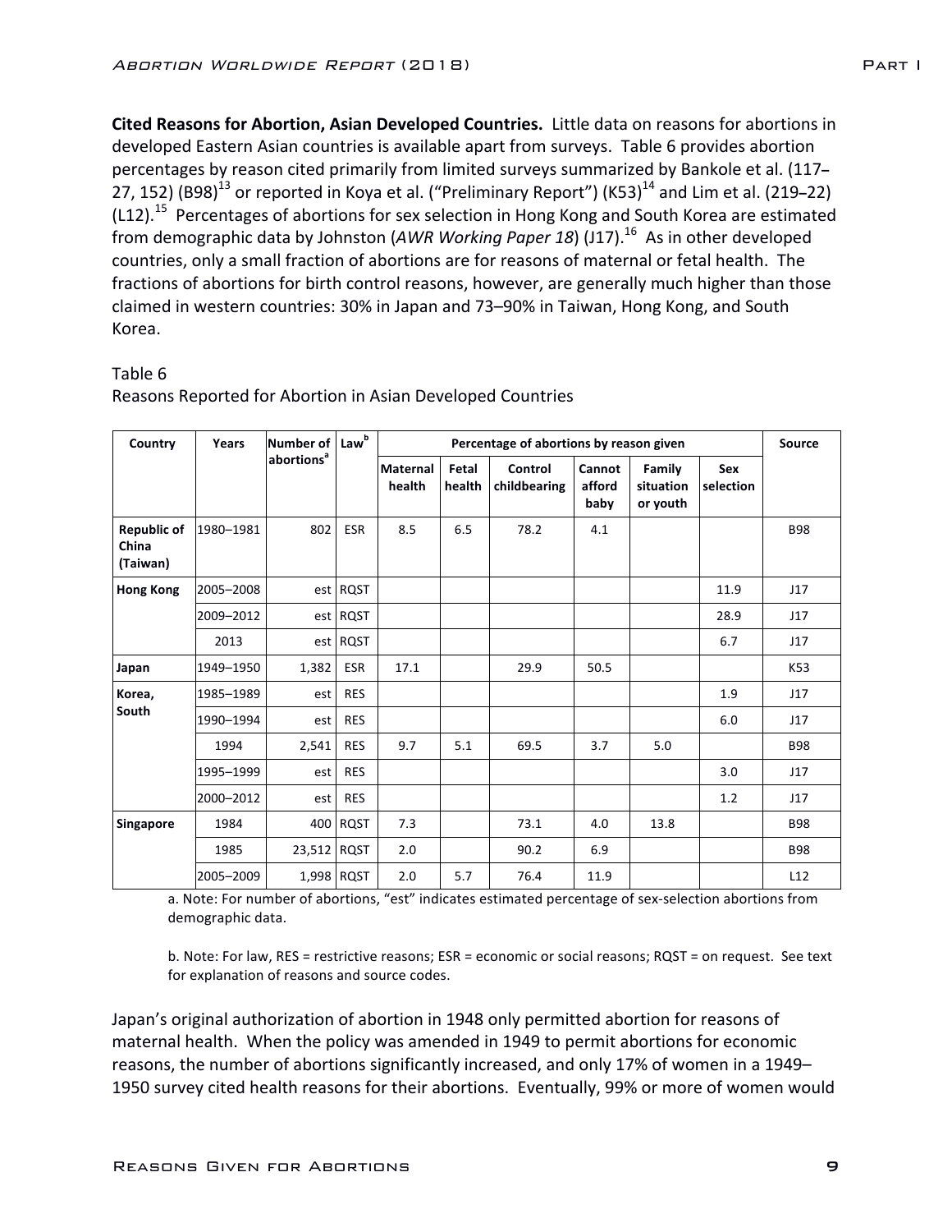**Cited Reasons for Abortion, Asian Developed Countries.** Little data on reasons for abortions in developed Eastern Asian countries is available apart from surveys. Table 6 provides abortion percentages by reason cited primarily from limited surveys summarized by Bankole et al. (117–27, 152) (B98)[13] or reported in Koya et al. ("Preliminary Report") (K53)[14] and Lim et al. (219–22) (L12).[15] Percentages of abortions for sex selection in Hong Kong and South Korea are estimated from demographic data by Johnston (*AWR Working Paper 18*) (J17).[16] As in other developed countries, only a small fraction of abortions are for reasons of maternal or fetal health. The fractions of abortions for birth control reasons, however, are generally much higher than those claimed in western countries: 30% in Japan and 73–90% in Taiwan, Hong Kong, and South Korea.

Table 6
Reasons Reported for Abortion in Asian Developed Countries

| Country | Years | Number of abortions[a] | Law[b] | Percentage of abortions by reason given | | | | | | Source |
|---|---|---|---|---|---|---|---|---|---|---|
| | | | | Maternal health | Fetal health | Control childbearing | Cannot afford baby | Family situation or youth | Sex selection | |
| **Republic of China (Taiwan)** | 1980–1981 | 802 | ESR | 8.5 | 6.5 | 78.2 | 4.1 | | | B98 |
| **Hong Kong** | 2005–2008 | est | RQST | | | | | | 11.9 | J17 |
| | 2009–2012 | est | RQST | | | | | | 28.9 | J17 |
| | 2013 | est | RQST | | | | | | 6.7 | J17 |
| **Japan** | 1949–1950 | 1,382 | ESR | 17.1 | | 29.9 | 50.5 | | | K53 |
| **Korea, South** | 1985–1989 | est | RES | | | | | | 1.9 | J17 |
| | 1990–1994 | est | RES | | | | | | 6.0 | J17 |
| | 1994 | 2,541 | RES | 9.7 | 5.1 | 69.5 | 3.7 | 5.0 | | B98 |
| | 1995–1999 | est | RES | | | | | | 3.0 | J17 |
| | 2000–2012 | est | RES | | | | | | 1.2 | J17 |
| **Singapore** | 1984 | 400 | RQST | 7.3 | | 73.1 | 4.0 | 13.8 | | B98 |
| | 1985 | 23,512 | RQST | 2.0 | | 90.2 | 6.9 | | | B98 |
| | 2005–2009 | 1,998 | RQST | 2.0 | 5.7 | 76.4 | 11.9 | | | L12 |

a. Note: For number of abortions, "est" indicates estimated percentage of sex-selection abortions from demographic data.

b. Note: For law, RES = restrictive reasons; ESR = economic or social reasons; RQST = on request. See text for explanation of reasons and source codes.

Japan's original authorization of abortion in 1948 only permitted abortion for reasons of maternal health. When the policy was amended in 1949 to permit abortions for economic reasons, the number of abortions significantly increased, and only 17% of women in a 1949–1950 survey cited health reasons for their abortions. Eventually, 99% or more of women would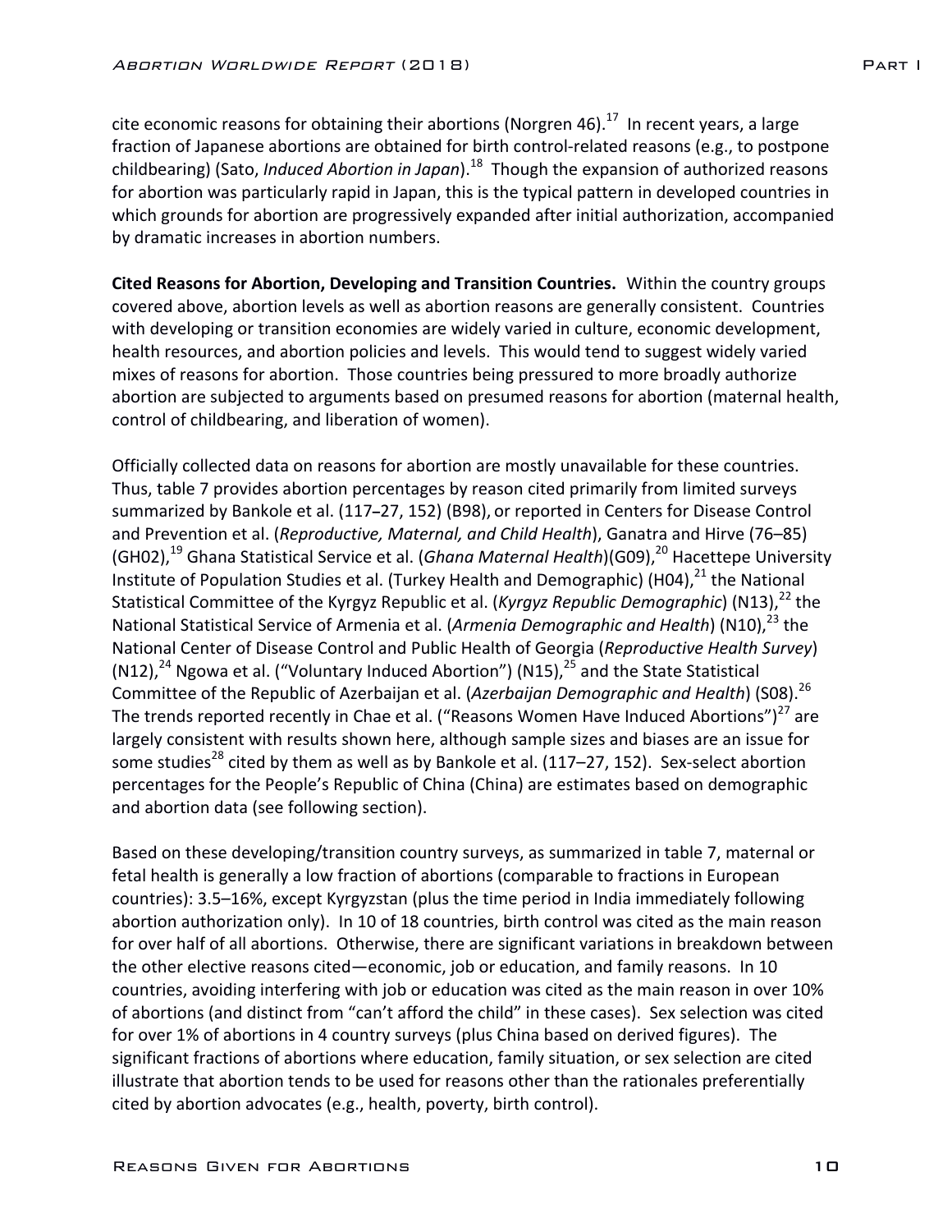cite economic reasons for obtaining their abortions (Norgren 46).[17] In recent years, a large fraction of Japanese abortions are obtained for birth control-related reasons (e.g., to postpone childbearing) (Sato, *Induced Abortion in Japan*).[18] Though the expansion of authorized reasons for abortion was particularly rapid in Japan, this is the typical pattern in developed countries in which grounds for abortion are progressively expanded after initial authorization, accompanied by dramatic increases in abortion numbers.

**Cited Reasons for Abortion, Developing and Transition Countries.** Within the country groups covered above, abortion levels as well as abortion reasons are generally consistent. Countries with developing or transition economies are widely varied in culture, economic development, health resources, and abortion policies and levels. This would tend to suggest widely varied mixes of reasons for abortion. Those countries being pressured to more broadly authorize abortion are subjected to arguments based on presumed reasons for abortion (maternal health, control of childbearing, and liberation of women).

Officially collected data on reasons for abortion are mostly unavailable for these countries. Thus, table 7 provides abortion percentages by reason cited primarily from limited surveys summarized by Bankole et al. (117–27, 152) (B98), or reported in Centers for Disease Control and Prevention et al. (*Reproductive, Maternal, and Child Health*), Ganatra and Hirve (76–85) (GH02),[19] Ghana Statistical Service et al. (*Ghana Maternal Health*)(G09),[20] Hacettepe University Institute of Population Studies et al. (Turkey Health and Demographic) (H04),[21] the National Statistical Committee of the Kyrgyz Republic et al. (*Kyrgyz Republic Demographic*) (N13),[22] the National Statistical Service of Armenia et al. (*Armenia Demographic and Health*) (N10),[23] the National Center of Disease Control and Public Health of Georgia (*Reproductive Health Survey*) (N12),[24] Ngowa et al. ("Voluntary Induced Abortion") (N15),[25] and the State Statistical Committee of the Republic of Azerbaijan et al. (*Azerbaijan Demographic and Health*) (S08).[26] The trends reported recently in Chae et al. ("Reasons Women Have Induced Abortions")[27] are largely consistent with results shown here, although sample sizes and biases are an issue for some studies[28] cited by them as well as by Bankole et al. (117–27, 152). Sex-select abortion percentages for the People's Republic of China (China) are estimates based on demographic and abortion data (see following section).

Based on these developing/transition country surveys, as summarized in table 7, maternal or fetal health is generally a low fraction of abortions (comparable to fractions in European countries): 3.5–16%, except Kyrgyzstan (plus the time period in India immediately following abortion authorization only). In 10 of 18 countries, birth control was cited as the main reason for over half of all abortions. Otherwise, there are significant variations in breakdown between the other elective reasons cited—economic, job or education, and family reasons. In 10 countries, avoiding interfering with job or education was cited as the main reason in over 10% of abortions (and distinct from "can't afford the child" in these cases). Sex selection was cited for over 1% of abortions in 4 country surveys (plus China based on derived figures). The significant fractions of abortions where education, family situation, or sex selection are cited illustrate that abortion tends to be used for reasons other than the rationales preferentially cited by abortion advocates (e.g., health, poverty, birth control).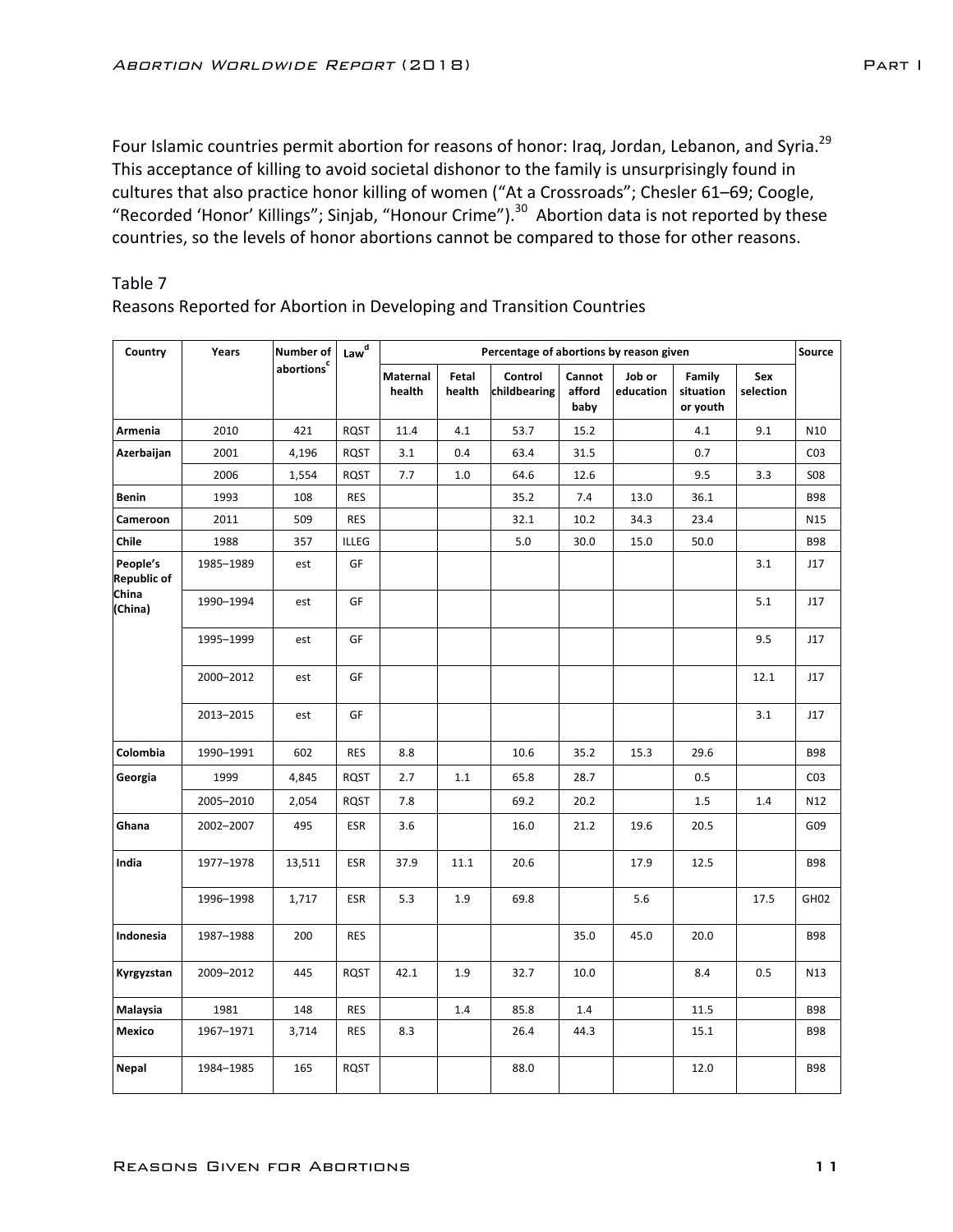Four Islamic countries permit abortion for reasons of honor: Iraq, Jordan, Lebanon, and Syria.[29] This acceptance of killing to avoid societal dishonor to the family is unsurprisingly found in cultures that also practice honor killing of women ("At a Crossroads"; Chesler 61–69; Coogle, "Recorded 'Honor' Killings"; Sinjab, "Honour Crime").[30] Abortion data is not reported by these countries, so the levels of honor abortions cannot be compared to those for other reasons.

Table 7

Reasons Reported for Abortion in Developing and Transition Countries

| Country | Years | Number of abortions[c] | Law[d] | Percentage of abortions by reason given | | | | | | | Source |
|---|---|---|---|---|---|---|---|---|---|---|---|
| | | | | Maternal health | Fetal health | Control childbearing | Cannot afford baby | Job or education | Family situation or youth | Sex selection | |
| Armenia | 2010 | 421 | RQST | 11.4 | 4.1 | 53.7 | 15.2 | | 4.1 | 9.1 | N10 |
| Azerbaijan | 2001 | 4,196 | RQST | 3.1 | 0.4 | 63.4 | 31.5 | | 0.7 | | C03 |
| | 2006 | 1,554 | RQST | 7.7 | 1.0 | 64.6 | 12.6 | | 9.5 | 3.3 | S08 |
| Benin | 1993 | 108 | RES | | | 35.2 | 7.4 | 13.0 | 36.1 | | B98 |
| Cameroon | 2011 | 509 | RES | | | 32.1 | 10.2 | 34.3 | 23.4 | | N15 |
| Chile | 1988 | 357 | ILLEG | | | 5.0 | 30.0 | 15.0 | 50.0 | | B98 |
| People's Republic of China (China) | 1985–1989 | est | GF | | | | | | | 3.1 | J17 |
| | 1990–1994 | est | GF | | | | | | | 5.1 | J17 |
| | 1995–1999 | est | GF | | | | | | | 9.5 | J17 |
| | 2000–2012 | est | GF | | | | | | | 12.1 | J17 |
| | 2013–2015 | est | GF | | | | | | | 3.1 | J17 |
| Colombia | 1990–1991 | 602 | RES | 8.8 | | 10.6 | 35.2 | 15.3 | 29.6 | | B98 |
| Georgia | 1999 | 4,845 | RQST | 2.7 | 1.1 | 65.8 | 28.7 | | 0.5 | | C03 |
| | 2005–2010 | 2,054 | RQST | 7.8 | | 69.2 | 20.2 | | 1.5 | 1.4 | N12 |
| Ghana | 2002–2007 | 495 | ESR | 3.6 | | 16.0 | 21.2 | 19.6 | 20.5 | | G09 |
| India | 1977–1978 | 13,511 | ESR | 37.9 | 11.1 | 20.6 | | 17.9 | 12.5 | | B98 |
| | 1996–1998 | 1,717 | ESR | 5.3 | 1.9 | 69.8 | | 5.6 | | 17.5 | GH02 |
| Indonesia | 1987–1988 | 200 | RES | | | | 35.0 | 45.0 | 20.0 | | B98 |
| Kyrgyzstan | 2009–2012 | 445 | RQST | 42.1 | 1.9 | 32.7 | 10.0 | | 8.4 | 0.5 | N13 |
| Malaysia | 1981 | 148 | RES | | 1.4 | 85.8 | 1.4 | | 11.5 | | B98 |
| Mexico | 1967–1971 | 3,714 | RES | 8.3 | | 26.4 | 44.3 | | 15.1 | | B98 |
| Nepal | 1984–1985 | 165 | RQST | | | 88.0 | | | 12.0 | | B98 |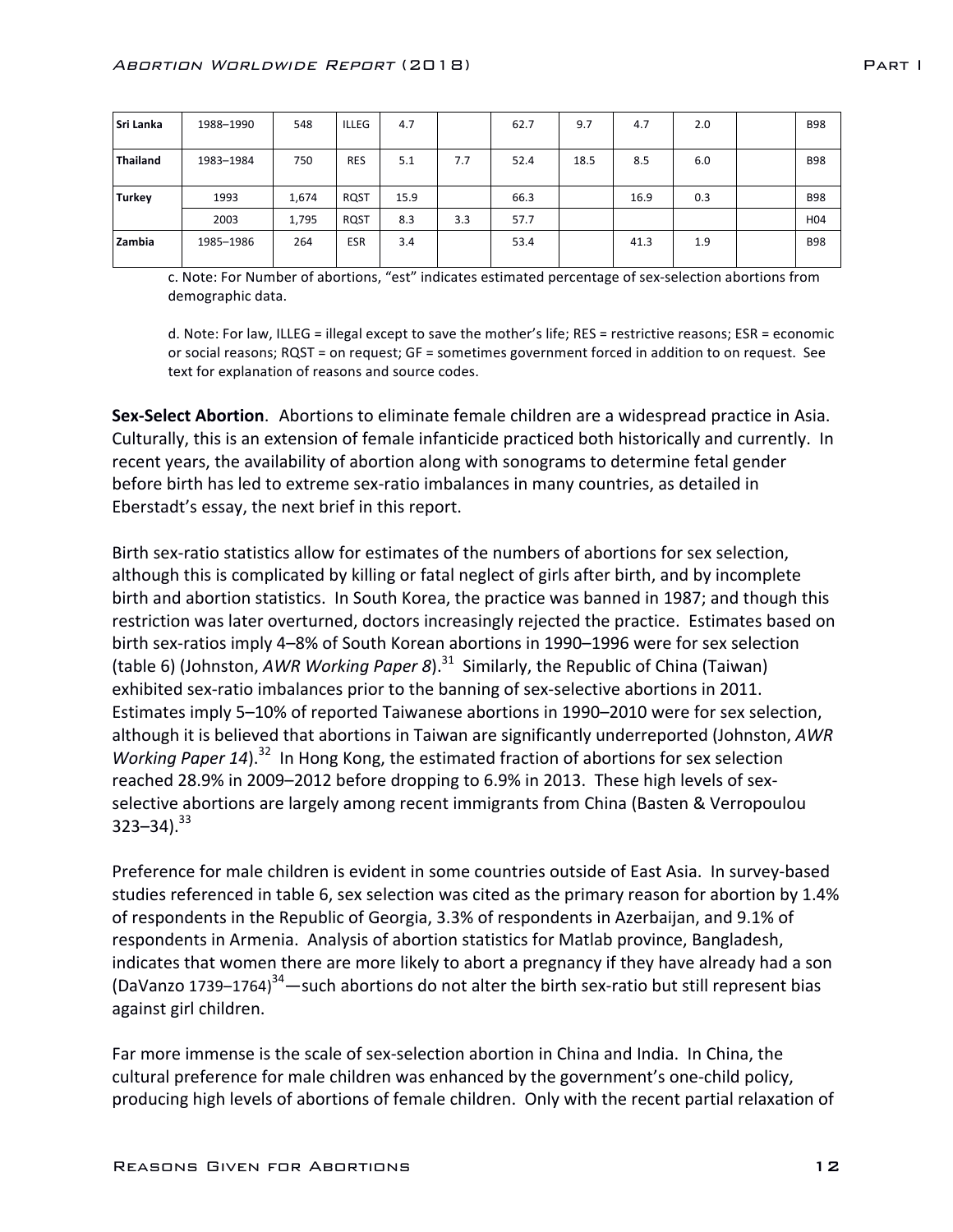| Sri Lanka | 1988–1990 | 548 | ILLEG | 4.7 | | 62.7 | 9.7 | 4.7 | 2.0 | | B98 |
|---|---|---|---|---|---|---|---|---|---|---|---|
| Thailand | 1983–1984 | 750 | RES | 5.1 | 7.7 | 52.4 | 18.5 | 8.5 | 6.0 | | B98 |
| Turkey | 1993 | 1,674 | RQST | 15.9 | | 66.3 | | 16.9 | 0.3 | | B98 |
| | 2003 | 1,795 | RQST | 8.3 | 3.3 | 57.7 | | | | | H04 |
| Zambia | 1985–1986 | 264 | ESR | 3.4 | | 53.4 | | 41.3 | 1.9 | | B98 |

c. Note: For Number of abortions, "est" indicates estimated percentage of sex-selection abortions from demographic data.

d. Note: For law, ILLEG = illegal except to save the mother's life; RES = restrictive reasons; ESR = economic or social reasons; RQST = on request; GF = sometimes government forced in addition to on request. See text for explanation of reasons and source codes.

**Sex-Select Abortion**. Abortions to eliminate female children are a widespread practice in Asia. Culturally, this is an extension of female infanticide practiced both historically and currently. In recent years, the availability of abortion along with sonograms to determine fetal gender before birth has led to extreme sex-ratio imbalances in many countries, as detailed in Eberstadt's essay, the next brief in this report.

Birth sex-ratio statistics allow for estimates of the numbers of abortions for sex selection, although this is complicated by killing or fatal neglect of girls after birth, and by incomplete birth and abortion statistics. In South Korea, the practice was banned in 1987; and though this restriction was later overturned, doctors increasingly rejected the practice. Estimates based on birth sex-ratios imply 4–8% of South Korean abortions in 1990–1996 were for sex selection (table 6) (Johnston, *AWR Working Paper 8*).[31] Similarly, the Republic of China (Taiwan) exhibited sex-ratio imbalances prior to the banning of sex-selective abortions in 2011. Estimates imply 5–10% of reported Taiwanese abortions in 1990–2010 were for sex selection, although it is believed that abortions in Taiwan are significantly underreported (Johnston, *AWR Working Paper 14*).[32] In Hong Kong, the estimated fraction of abortions for sex selection reached 28.9% in 2009–2012 before dropping to 6.9% in 2013. These high levels of sex-selective abortions are largely among recent immigrants from China (Basten & Verropoulou 323–34).[33]

Preference for male children is evident in some countries outside of East Asia. In survey-based studies referenced in table 6, sex selection was cited as the primary reason for abortion by 1.4% of respondents in the Republic of Georgia, 3.3% of respondents in Azerbaijan, and 9.1% of respondents in Armenia. Analysis of abortion statistics for Matlab province, Bangladesh, indicates that women there are more likely to abort a pregnancy if they have already had a son (DaVanzo 1739–1764)[34]—such abortions do not alter the birth sex-ratio but still represent bias against girl children.

Far more immense is the scale of sex-selection abortion in China and India. In China, the cultural preference for male children was enhanced by the government's one-child policy, producing high levels of abortions of female children. Only with the recent partial relaxation of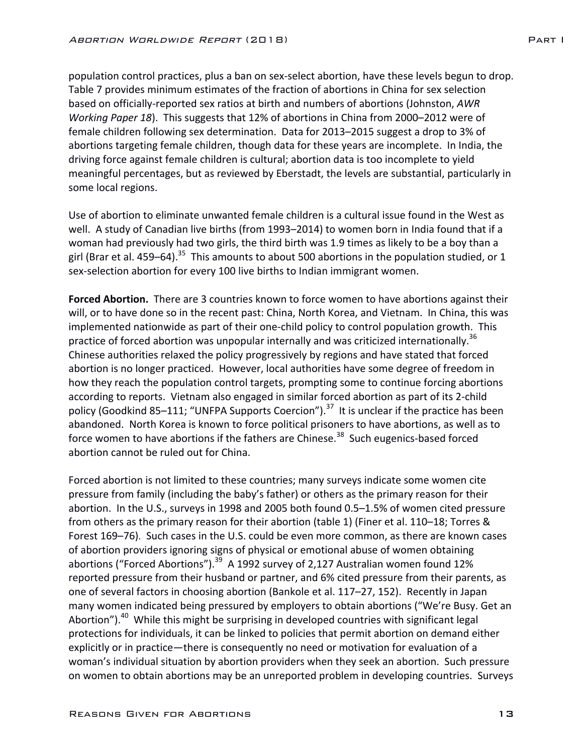population control practices, plus a ban on sex-select abortion, have these levels begun to drop. Table 7 provides minimum estimates of the fraction of abortions in China for sex selection based on officially-reported sex ratios at birth and numbers of abortions (Johnston, *AWR Working Paper 18*). This suggests that 12% of abortions in China from 2000–2012 were of female children following sex determination. Data for 2013–2015 suggest a drop to 3% of abortions targeting female children, though data for these years are incomplete. In India, the driving force against female children is cultural; abortion data is too incomplete to yield meaningful percentages, but as reviewed by Eberstadt, the levels are substantial, particularly in some local regions.

Use of abortion to eliminate unwanted female children is a cultural issue found in the West as well. A study of Canadian live births (from 1993–2014) to women born in India found that if a woman had previously had two girls, the third birth was 1.9 times as likely to be a boy than a girl (Brar et al. 459–64).[35] This amounts to about 500 abortions in the population studied, or 1 sex-selection abortion for every 100 live births to Indian immigrant women.

**Forced Abortion.** There are 3 countries known to force women to have abortions against their will, or to have done so in the recent past: China, North Korea, and Vietnam. In China, this was implemented nationwide as part of their one-child policy to control population growth. This practice of forced abortion was unpopular internally and was criticized internationally.[36] Chinese authorities relaxed the policy progressively by regions and have stated that forced abortion is no longer practiced. However, local authorities have some degree of freedom in how they reach the population control targets, prompting some to continue forcing abortions according to reports. Vietnam also engaged in similar forced abortion as part of its 2-child policy (Goodkind 85–111; "UNFPA Supports Coercion").[37] It is unclear if the practice has been abandoned. North Korea is known to force political prisoners to have abortions, as well as to force women to have abortions if the fathers are Chinese.[38] Such eugenics-based forced abortion cannot be ruled out for China.

Forced abortion is not limited to these countries; many surveys indicate some women cite pressure from family (including the baby's father) or others as the primary reason for their abortion. In the U.S., surveys in 1998 and 2005 both found 0.5–1.5% of women cited pressure from others as the primary reason for their abortion (table 1) (Finer et al. 110–18; Torres & Forest 169–76). Such cases in the U.S. could be even more common, as there are known cases of abortion providers ignoring signs of physical or emotional abuse of women obtaining abortions ("Forced Abortions").[39] A 1992 survey of 2,127 Australian women found 12% reported pressure from their husband or partner, and 6% cited pressure from their parents, as one of several factors in choosing abortion (Bankole et al. 117–27, 152). Recently in Japan many women indicated being pressured by employers to obtain abortions ("We're Busy. Get an Abortion").[40] While this might be surprising in developed countries with significant legal protections for individuals, it can be linked to policies that permit abortion on demand either explicitly or in practice—there is consequently no need or motivation for evaluation of a woman's individual situation by abortion providers when they seek an abortion. Such pressure on women to obtain abortions may be an unreported problem in developing countries. Surveys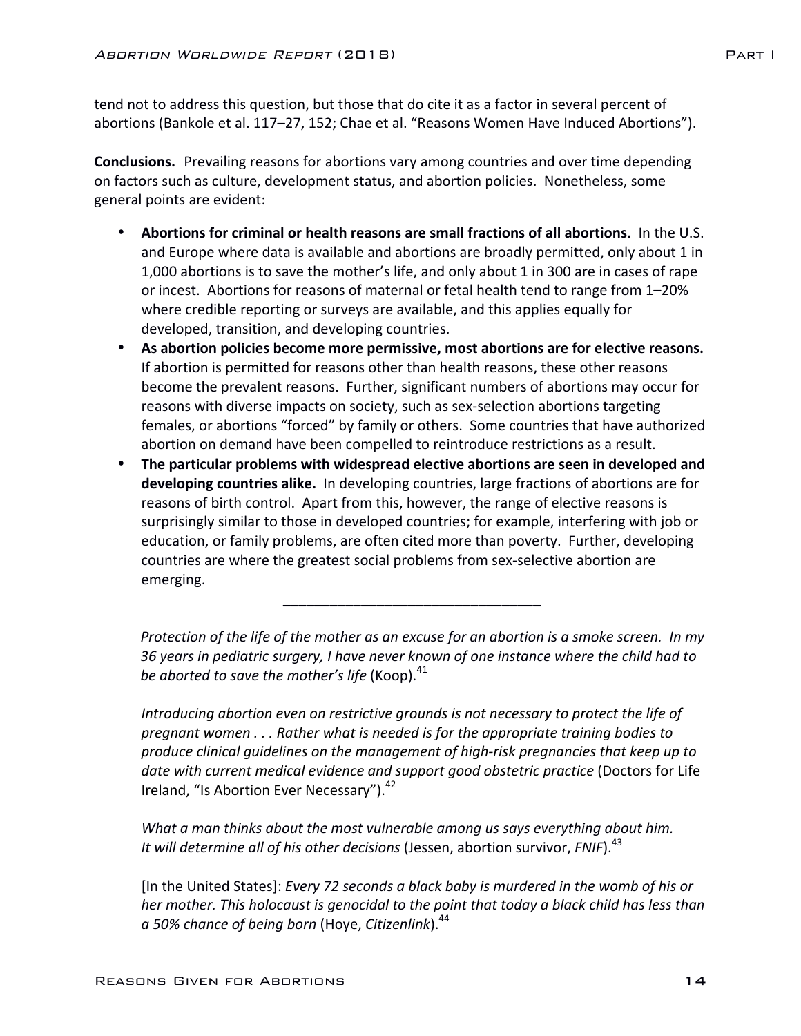tend not to address this question, but those that do cite it as a factor in several percent of abortions (Bankole et al. 117–27, 152; Chae et al. "Reasons Women Have Induced Abortions").

**Conclusions.** Prevailing reasons for abortions vary among countries and over time depending on factors such as culture, development status, and abortion policies. Nonetheless, some general points are evident:

- **Abortions for criminal or health reasons are small fractions of all abortions.** In the U.S. and Europe where data is available and abortions are broadly permitted, only about 1 in 1,000 abortions is to save the mother's life, and only about 1 in 300 are in cases of rape or incest. Abortions for reasons of maternal or fetal health tend to range from 1–20% where credible reporting or surveys are available, and this applies equally for developed, transition, and developing countries.
- **As abortion policies become more permissive, most abortions are for elective reasons.** If abortion is permitted for reasons other than health reasons, these other reasons become the prevalent reasons. Further, significant numbers of abortions may occur for reasons with diverse impacts on society, such as sex-selection abortions targeting females, or abortions "forced" by family or others. Some countries that have authorized abortion on demand have been compelled to reintroduce restrictions as a result.
- **The particular problems with widespread elective abortions are seen in developed and developing countries alike.** In developing countries, large fractions of abortions are for reasons of birth control. Apart from this, however, the range of elective reasons is surprisingly similar to those in developed countries; for example, interfering with job or education, or family problems, are often cited more than poverty. Further, developing countries are where the greatest social problems from sex-selective abortion are emerging.

---

*Protection of the life of the mother as an excuse for an abortion is a smoke screen. In my 36 years in pediatric surgery, I have never known of one instance where the child had to be aborted to save the mother's life* (Koop).[41]

*Introducing abortion even on restrictive grounds is not necessary to protect the life of pregnant women . . . Rather what is needed is for the appropriate training bodies to produce clinical guidelines on the management of high-risk pregnancies that keep up to date with current medical evidence and support good obstetric practice* (Doctors for Life Ireland, "Is Abortion Ever Necessary").[42]

*What a man thinks about the most vulnerable among us says everything about him. It will determine all of his other decisions* (Jessen, abortion survivor, *FNIF*).[43]

[In the United States]: *Every 72 seconds a black baby is murdered in the womb of his or her mother. This holocaust is genocidal to the point that today a black child has less than a 50% chance of being born* (Hoye, *Citizenlink*).[44]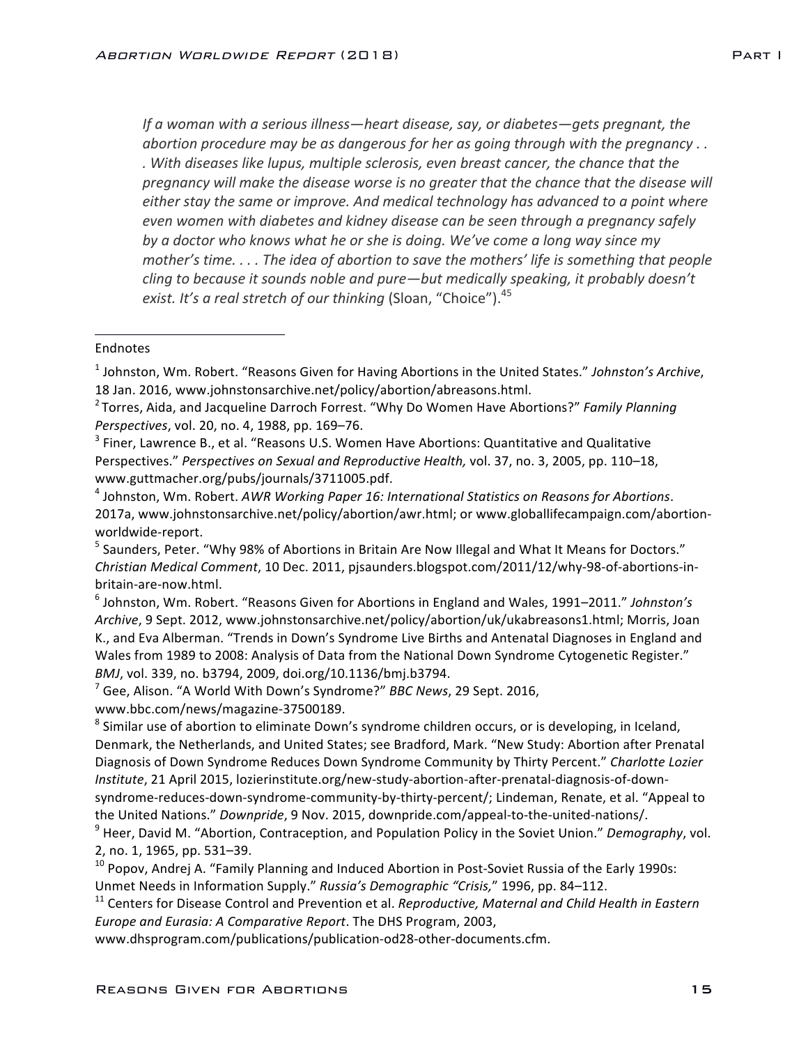*If a woman with a serious illness—heart disease, say, or diabetes—gets pregnant, the abortion procedure may be as dangerous for her as going through with the pregnancy . . . With diseases like lupus, multiple sclerosis, even breast cancer, the chance that the pregnancy will make the disease worse is no greater that the chance that the disease will either stay the same or improve. And medical technology has advanced to a point where even women with diabetes and kidney disease can be seen through a pregnancy safely by a doctor who knows what he or she is doing. We've come a long way since my mother's time. . . . The idea of abortion to save the mothers' life is something that people cling to because it sounds noble and pure—but medically speaking, it probably doesn't exist. It's a real stretch of our thinking* (Sloan, "Choice").[45]

---

Endnotes

[1] Johnston, Wm. Robert. "Reasons Given for Having Abortions in the United States." *Johnston's Archive*, 18 Jan. 2016, www.johnstonsarchive.net/policy/abortion/abreasons.html.

[2] Torres, Aida, and Jacqueline Darroch Forrest. "Why Do Women Have Abortions?" *Family Planning Perspectives*, vol. 20, no. 4, 1988, pp. 169–76.

[3] Finer, Lawrence B., et al. "Reasons U.S. Women Have Abortions: Quantitative and Qualitative Perspectives." *Perspectives on Sexual and Reproductive Health,* vol. 37, no. 3, 2005, pp. 110–18, www.guttmacher.org/pubs/journals/3711005.pdf.

[4] Johnston, Wm. Robert. *AWR Working Paper 16: International Statistics on Reasons for Abortions*. 2017a, www.johnstonsarchive.net/policy/abortion/awr.html; or www.globallifecampaign.com/abortion-worldwide-report.

[5] Saunders, Peter. "Why 98% of Abortions in Britain Are Now Illegal and What It Means for Doctors." *Christian Medical Comment*, 10 Dec. 2011, pjsaunders.blogspot.com/2011/12/why-98-of-abortions-in-britain-are-now.html.

[6] Johnston, Wm. Robert. "Reasons Given for Abortions in England and Wales, 1991–2011." *Johnston's Archive*, 9 Sept. 2012, www.johnstonsarchive.net/policy/abortion/uk/ukabreasons1.html; Morris, Joan K., and Eva Alberman. "Trends in Down's Syndrome Live Births and Antenatal Diagnoses in England and Wales from 1989 to 2008: Analysis of Data from the National Down Syndrome Cytogenetic Register." *BMJ*, vol. 339, no. b3794, 2009, doi.org/10.1136/bmj.b3794.

[7] Gee, Alison. "A World With Down's Syndrome?" *BBC News*, 29 Sept. 2016, www.bbc.com/news/magazine-37500189.

[8] Similar use of abortion to eliminate Down's syndrome children occurs, or is developing, in Iceland, Denmark, the Netherlands, and United States; see Bradford, Mark. "New Study: Abortion after Prenatal Diagnosis of Down Syndrome Reduces Down Syndrome Community by Thirty Percent." *Charlotte Lozier Institute*, 21 April 2015, lozierinstitute.org/new-study-abortion-after-prenatal-diagnosis-of-down-syndrome-reduces-down-syndrome-community-by-thirty-percent/; Lindeman, Renate, et al. "Appeal to the United Nations." *Downpride*, 9 Nov. 2015, downpride.com/appeal-to-the-united-nations/.

[9] Heer, David M. "Abortion, Contraception, and Population Policy in the Soviet Union." *Demography*, vol. 2, no. 1, 1965, pp. 531–39.

[10] Popov, Andrej A. "Family Planning and Induced Abortion in Post-Soviet Russia of the Early 1990s: Unmet Needs in Information Supply." *Russia's Demographic "Crisis,"* 1996, pp. 84–112.

[11] Centers for Disease Control and Prevention et al. *Reproductive, Maternal and Child Health in Eastern Europe and Eurasia: A Comparative Report*. The DHS Program, 2003, www.dhsprogram.com/publications/publication-od28-other-documents.cfm.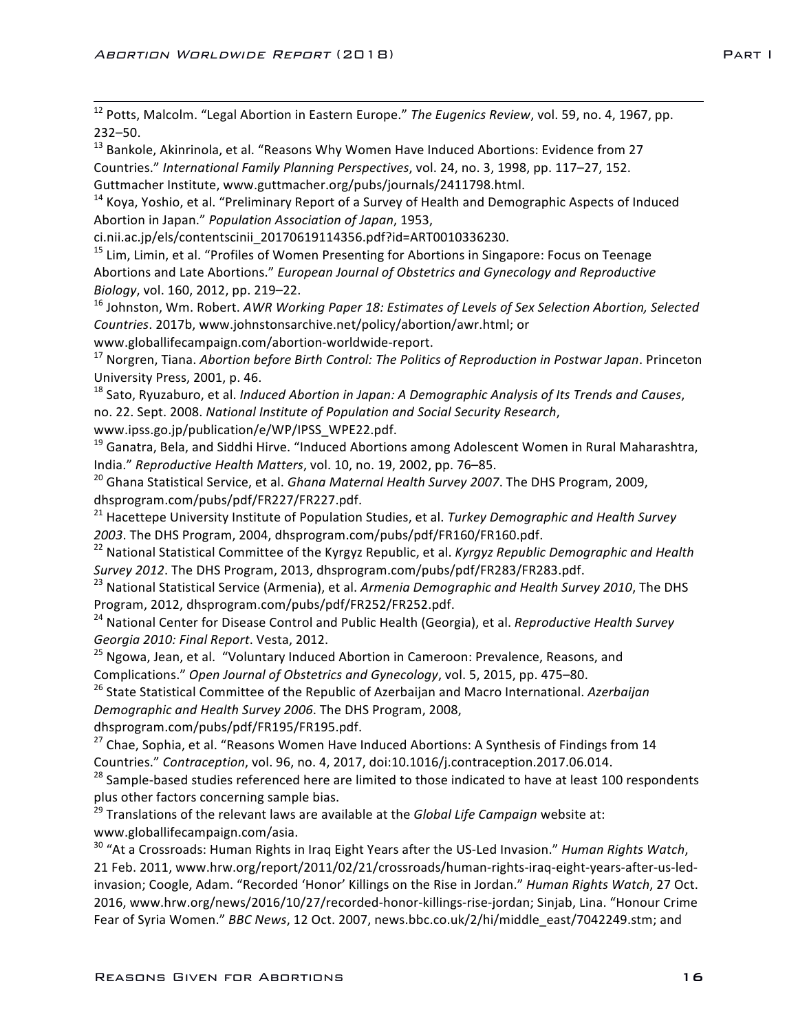[12] Potts, Malcolm. "Legal Abortion in Eastern Europe." *The Eugenics Review*, vol. 59, no. 4, 1967, pp. 232–50.

[13] Bankole, Akinrinola, et al. "Reasons Why Women Have Induced Abortions: Evidence from 27 Countries." *International Family Planning Perspectives*, vol. 24, no. 3, 1998, pp. 117–27, 152. Guttmacher Institute, www.guttmacher.org/pubs/journals/2411798.html.

[14] Koya, Yoshio, et al. "Preliminary Report of a Survey of Health and Demographic Aspects of Induced Abortion in Japan." *Population Association of Japan*, 1953, ci.nii.ac.jp/els/contentscinii_20170619114356.pdf?id=ART0010336230.

[15] Lim, Limin, et al. "Profiles of Women Presenting for Abortions in Singapore: Focus on Teenage Abortions and Late Abortions." *European Journal of Obstetrics and Gynecology and Reproductive Biology*, vol. 160, 2012, pp. 219–22.

[16] Johnston, Wm. Robert. *AWR Working Paper 18: Estimates of Levels of Sex Selection Abortion, Selected Countries*. 2017b, www.johnstonsarchive.net/policy/abortion/awr.html; or www.globallifecampaign.com/abortion-worldwide-report.

[17] Norgren, Tiana. *Abortion before Birth Control: The Politics of Reproduction in Postwar Japan*. Princeton University Press, 2001, p. 46.

[18] Sato, Ryuzaburo, et al. *Induced Abortion in Japan: A Demographic Analysis of Its Trends and Causes*, no. 22. Sept. 2008. *National Institute of Population and Social Security Research*, www.ipss.go.jp/publication/e/WP/IPSS_WPE22.pdf.

[19] Ganatra, Bela, and Siddhi Hirve. "Induced Abortions among Adolescent Women in Rural Maharashtra, India." *Reproductive Health Matters*, vol. 10, no. 19, 2002, pp. 76–85.

[20] Ghana Statistical Service, et al. *Ghana Maternal Health Survey 2007*. The DHS Program, 2009, dhsprogram.com/pubs/pdf/FR227/FR227.pdf.

[21] Hacettepe University Institute of Population Studies, et al. *Turkey Demographic and Health Survey 2003*. The DHS Program, 2004, dhsprogram.com/pubs/pdf/FR160/FR160.pdf.

[22] National Statistical Committee of the Kyrgyz Republic, et al. *Kyrgyz Republic Demographic and Health Survey 2012*. The DHS Program, 2013, dhsprogram.com/pubs/pdf/FR283/FR283.pdf.

[23] National Statistical Service (Armenia), et al. *Armenia Demographic and Health Survey 2010*, The DHS Program, 2012, dhsprogram.com/pubs/pdf/FR252/FR252.pdf.

[24] National Center for Disease Control and Public Health (Georgia), et al. *Reproductive Health Survey Georgia 2010: Final Report*. Vesta, 2012.

[25] Ngowa, Jean, et al. "Voluntary Induced Abortion in Cameroon: Prevalence, Reasons, and Complications." *Open Journal of Obstetrics and Gynecology*, vol. 5, 2015, pp. 475–80.

[26] State Statistical Committee of the Republic of Azerbaijan and Macro International. *Azerbaijan Demographic and Health Survey 2006*. The DHS Program, 2008, dhsprogram.com/pubs/pdf/FR195/FR195.pdf.

[27] Chae, Sophia, et al. "Reasons Women Have Induced Abortions: A Synthesis of Findings from 14 Countries." *Contraception*, vol. 96, no. 4, 2017, doi:10.1016/j.contraception.2017.06.014.

[28] Sample-based studies referenced here are limited to those indicated to have at least 100 respondents plus other factors concerning sample bias.

[29] Translations of the relevant laws are available at the *Global Life Campaign* website at: www.globallifecampaign.com/asia.

[30] "At a Crossroads: Human Rights in Iraq Eight Years after the US-Led Invasion." *Human Rights Watch*, 21 Feb. 2011, www.hrw.org/report/2011/02/21/crossroads/human-rights-iraq-eight-years-after-us-led-invasion; Coogle, Adam. "Recorded 'Honor' Killings on the Rise in Jordan." *Human Rights Watch*, 27 Oct. 2016, www.hrw.org/news/2016/10/27/recorded-honor-killings-rise-jordan; Sinjab, Lina. "Honour Crime Fear of Syria Women." *BBC News*, 12 Oct. 2007, news.bbc.co.uk/2/hi/middle_east/7042249.stm; and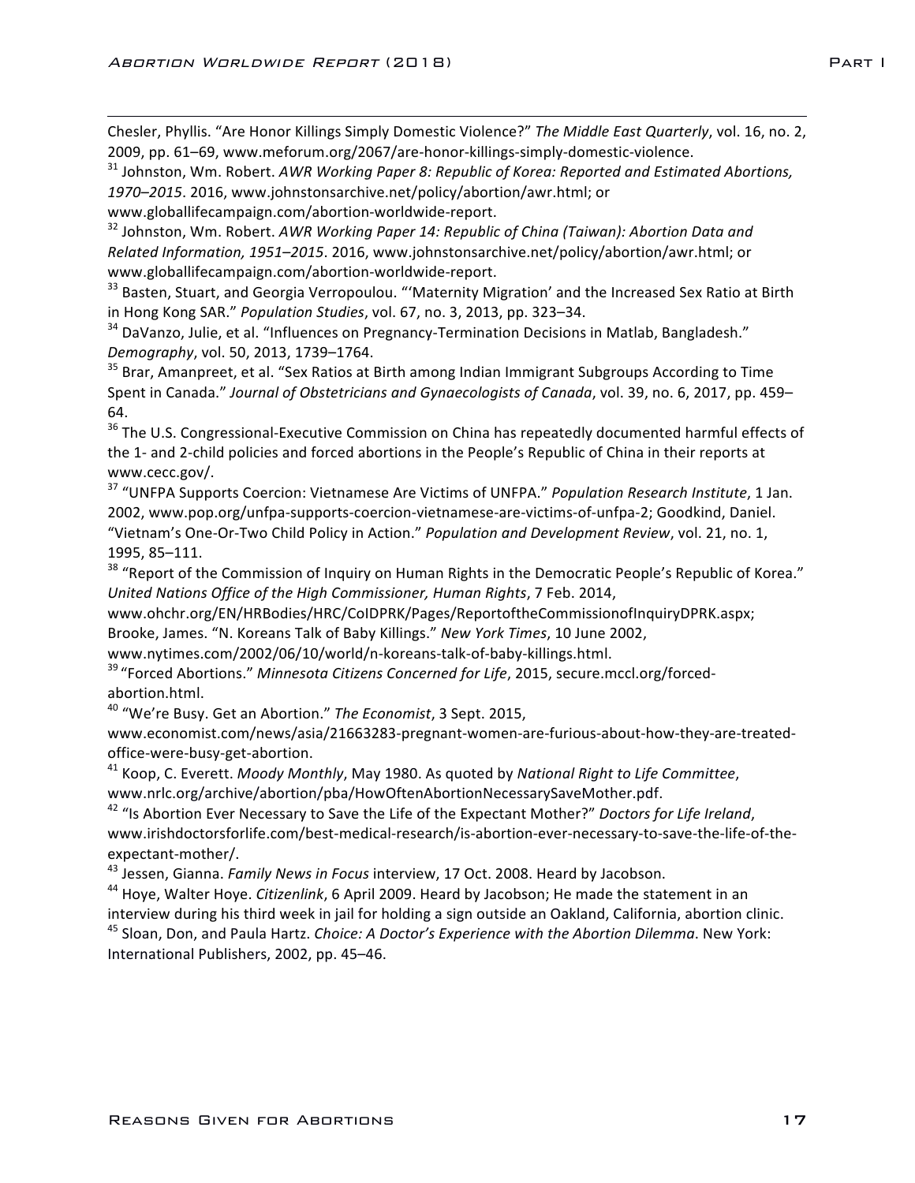Chesler, Phyllis. "Are Honor Killings Simply Domestic Violence?" *The Middle East Quarterly*, vol. 16, no. 2, 2009, pp. 61–69, www.meforum.org/2067/are-honor-killings-simply-domestic-violence.

[31] Johnston, Wm. Robert. *AWR Working Paper 8: Republic of Korea: Reported and Estimated Abortions, 1970–2015*. 2016, www.johnstonsarchive.net/policy/abortion/awr.html; or www.globallifecampaign.com/abortion-worldwide-report.

[32] Johnston, Wm. Robert. *AWR Working Paper 14: Republic of China (Taiwan): Abortion Data and Related Information, 1951–2015*. 2016, www.johnstonsarchive.net/policy/abortion/awr.html; or www.globallifecampaign.com/abortion-worldwide-report.

[33] Basten, Stuart, and Georgia Verropoulou. "'Maternity Migration' and the Increased Sex Ratio at Birth in Hong Kong SAR." *Population Studies*, vol. 67, no. 3, 2013, pp. 323–34.

[34] DaVanzo, Julie, et al. "Influences on Pregnancy-Termination Decisions in Matlab, Bangladesh." *Demography*, vol. 50, 2013, 1739–1764.

[35] Brar, Amanpreet, et al. "Sex Ratios at Birth among Indian Immigrant Subgroups According to Time Spent in Canada." *Journal of Obstetricians and Gynaecologists of Canada*, vol. 39, no. 6, 2017, pp. 459–64.

[36] The U.S. Congressional-Executive Commission on China has repeatedly documented harmful effects of the 1- and 2-child policies and forced abortions in the People's Republic of China in their reports at www.cecc.gov/.

[37] "UNFPA Supports Coercion: Vietnamese Are Victims of UNFPA." *Population Research Institute*, 1 Jan. 2002, www.pop.org/unfpa-supports-coercion-vietnamese-are-victims-of-unfpa-2; Goodkind, Daniel. "Vietnam's One-Or-Two Child Policy in Action." *Population and Development Review*, vol. 21, no. 1, 1995, 85–111.

[38] "Report of the Commission of Inquiry on Human Rights in the Democratic People's Republic of Korea." *United Nations Office of the High Commissioner, Human Rights*, 7 Feb. 2014, www.ohchr.org/EN/HRBodies/HRC/CoIDPRK/Pages/ReportoftheCommissionofInquiryDPRK.aspx; Brooke, James. "N. Koreans Talk of Baby Killings." *New York Times*, 10 June 2002, www.nytimes.com/2002/06/10/world/n-koreans-talk-of-baby-killings.html.

[39] "Forced Abortions." *Minnesota Citizens Concerned for Life*, 2015, secure.mccl.org/forced-abortion.html.

[40] "We're Busy. Get an Abortion." *The Economist*, 3 Sept. 2015, www.economist.com/news/asia/21663283-pregnant-women-are-furious-about-how-they-are-treated-office-were-busy-get-abortion.

[41] Koop, C. Everett. *Moody Monthly*, May 1980. As quoted by *National Right to Life Committee*, www.nrlc.org/archive/abortion/pba/HowOftenAbortionNecessarySaveMother.pdf.

[42] "Is Abortion Ever Necessary to Save the Life of the Expectant Mother?" *Doctors for Life Ireland*, www.irishdoctorsforlife.com/best-medical-research/is-abortion-ever-necessary-to-save-the-life-of-the-expectant-mother/.

[43] Jessen, Gianna. *Family News in Focus* interview, 17 Oct. 2008. Heard by Jacobson.

[44] Hoye, Walter Hoye. *Citizenlink*, 6 April 2009. Heard by Jacobson; He made the statement in an interview during his third week in jail for holding a sign outside an Oakland, California, abortion clinic.

[45] Sloan, Don, and Paula Hartz. *Choice: A Doctor's Experience with the Abortion Dilemma*. New York: International Publishers, 2002, pp. 45–46.